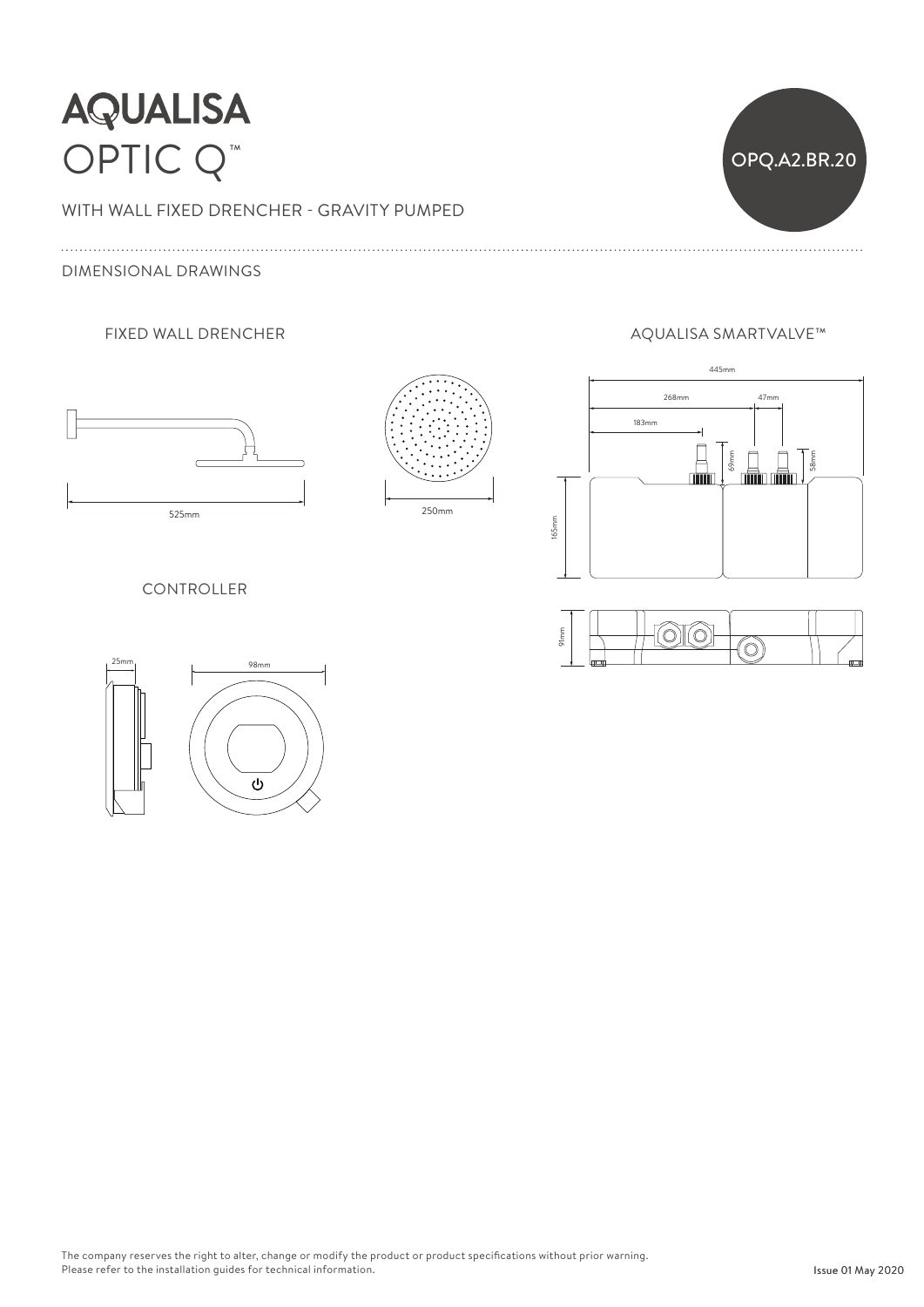# AQUALISA

# OPTIC Q™

OPQ.A2.BR.20

WITH WALL FIXED DRENCHER - GRAVITY PUMPED

## DIMENSIONAL DRAWINGS

### FIXED WALL DRENCHER

525mm

250mm

### AQUALISA SMARTVALVE™

445mm

268mm

47mm

183mm

69mm

58mm

165mm

91mm

### CONTROLLER

25mm

98mm

The company reserves the right to alter, change or modify the product or product specifications without prior warning.
Please refer to the installation guides for technical information.

Issue 01 May 2020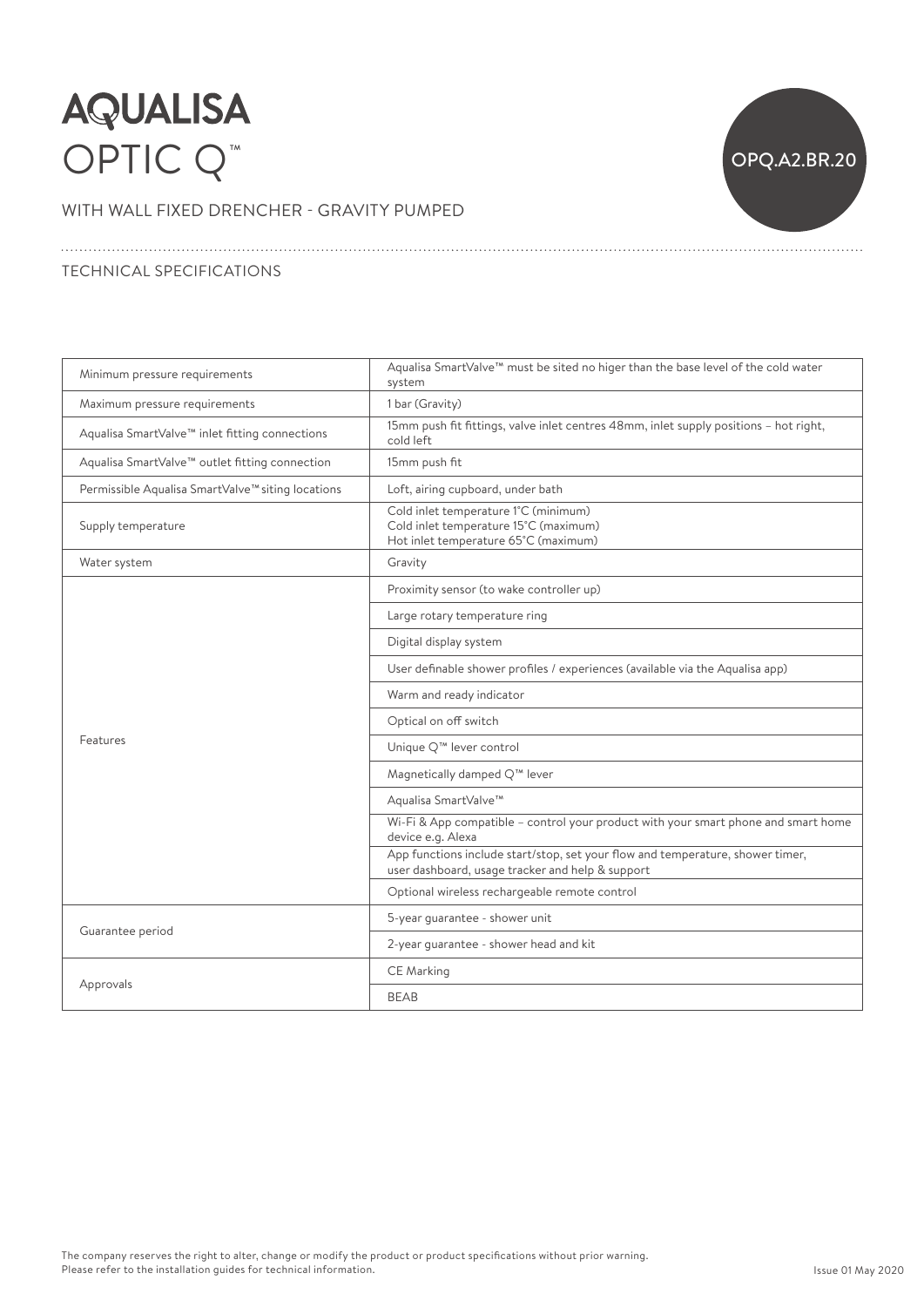# AQUALISA
# OPTIC Q™

OPQ.A2.BR.20

WITH WALL FIXED DRENCHER - GRAVITY PUMPED

TECHNICAL SPECIFICATIONS

| | |
|---|---|
| Minimum pressure requirements | Aqualisa SmartValve™ must be sited no higer than the base level of the cold water system |
| Maximum pressure requirements | 1 bar (Gravity) |
| Aqualisa SmartValve™ inlet fitting connections | 15mm push fit fittings, valve inlet centres 48mm, inlet supply positions – hot right, cold left |
| Aqualisa SmartValve™ outlet fitting connection | 15mm push fit |
| Permissible Aqualisa SmartValve™ siting locations | Loft, airing cupboard, under bath |
| Supply temperature | Cold inlet temperature 1°C (minimum)<br>Cold inlet temperature 15°C (maximum)<br>Hot inlet temperature 65°C (maximum) |
| Water system | Gravity |
| Features | Proximity sensor (to wake controller up) |
| | Large rotary temperature ring |
| | Digital display system |
| | User definable shower profiles / experiences (available via the Aqualisa app) |
| | Warm and ready indicator |
| | Optical on off switch |
| | Unique Q™ lever control |
| | Magnetically damped Q™ lever |
| | Aqualisa SmartValve™ |
| | Wi-Fi & App compatible – control your product with your smart phone and smart home device e.g. Alexa |
| | App functions include start/stop, set your flow and temperature, shower timer, user dashboard, usage tracker and help & support |
| | Optional wireless rechargeable remote control |
| Guarantee period | 5-year guarantee - shower unit |
| | 2-year guarantee - shower head and kit |
| Approvals | CE Marking |
| | BEAB |

The company reserves the right to alter, change or modify the product or product specifications without prior warning.
Please refer to the installation guides for technical information.

Issue 01 May 2020